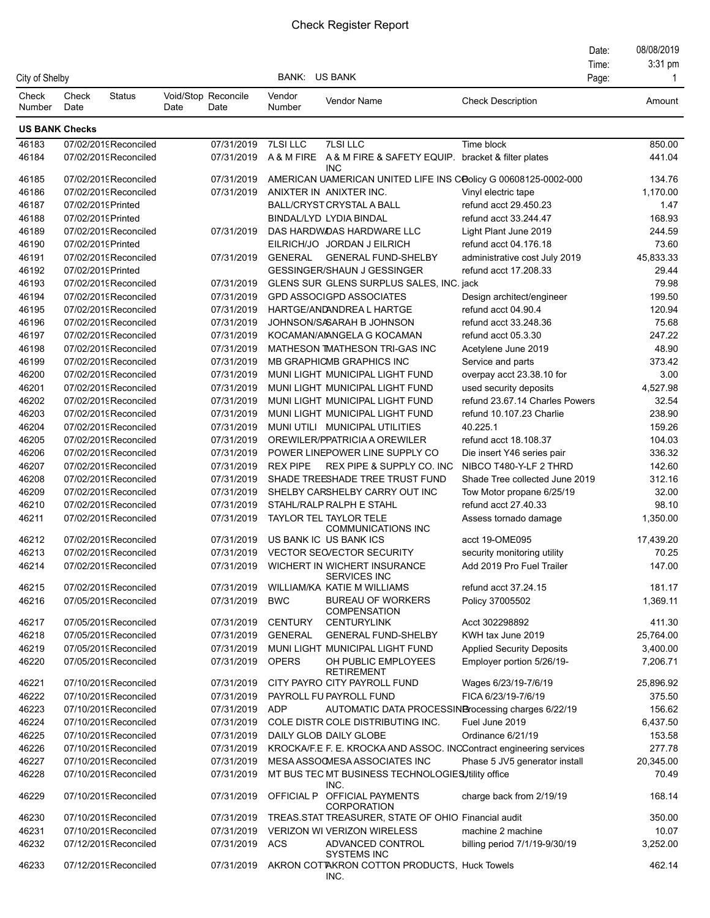# Check Register Report

City of Shelby

BANK: US BANK

Date: 08/08/2019
Time: 3:31 pm

| Check Number | Check Date | Status | Void/Stop Date | Reconcile Date | Vendor Number | Vendor Name | Check Description | Amount |
|---|---|---|---|---|---|---|---|---|
| **US BANK Checks** | | | | | | | | |
| 46183 | 07/02/2019 | Reconciled | | 07/31/2019 | 7LSI LLC | 7LSI LLC | Time block | 850.00 |
| 46184 | 07/02/2019 | Reconciled | | 07/31/2019 | A & M FIRE | A & M FIRE & SAFETY EQUIP. INC | bracket & filter plates | 441.04 |
| 46185 | 07/02/2019 | Reconciled | | 07/31/2019 | AMERICAN U | AMERICAN UNITED LIFE INS CO | Policy G 00608125-0002-000 | 134.76 |
| 46186 | 07/02/2019 | Reconciled | | 07/31/2019 | ANIXTER IN | ANIXTER INC. | Vinyl electric tape | 1,170.00 |
| 46187 | 07/02/2019 | Printed | | | BALL/CRYST | CRYSTAL A BALL | refund acct 29.450.23 | 1.47 |
| 46188 | 07/02/2019 | Printed | | | BINDAL/LYD | LYDIA BINDAL | refund acct 33.244.47 | 168.93 |
| 46189 | 07/02/2019 | Reconciled | | 07/31/2019 | DAS HARDW | DAS HARDWARE LLC | Light Plant June 2019 | 244.59 |
| 46190 | 07/02/2019 | Printed | | | EILRICH/JO | JORDAN J EILRICH | refund acct 04.176.18 | 73.60 |
| 46191 | 07/02/2019 | Reconciled | | 07/31/2019 | GENERAL | GENERAL FUND-SHELBY | administrative cost July 2019 | 45,833.33 |
| 46192 | 07/02/2019 | Printed | | | GESSINGER/ | SHAUN J GESSINGER | refund acct 17.208.33 | 29.44 |
| 46193 | 07/02/2019 | Reconciled | | 07/31/2019 | GLENS SUR | GLENS SURPLUS SALES, INC. | jack | 79.98 |
| 46194 | 07/02/2019 | Reconciled | | 07/31/2019 | GPD ASSOC | GPD ASSOCIATES | Design architect/engineer | 199.50 |
| 46195 | 07/02/2019 | Reconciled | | 07/31/2019 | HARTGE/AND | ANDREA L HARTGE | refund acct 04.90.4 | 120.94 |
| 46196 | 07/02/2019 | Reconciled | | 07/31/2019 | JOHNSON/SA | SARAH B JOHNSON | refund acct 33.248.36 | 75.68 |
| 46197 | 07/02/2019 | Reconciled | | 07/31/2019 | KOCAMAN/AN | ANGELA G KOCAMAN | refund acct 05.3.30 | 247.22 |
| 46198 | 07/02/2019 | Reconciled | | 07/31/2019 | MATHESON T | MATHESON TRI-GAS INC | Acetylene June 2019 | 48.90 |
| 46199 | 07/02/2019 | Reconciled | | 07/31/2019 | MB GRAPHIC | MB GRAPHICS INC | Service and parts | 373.42 |
| 46200 | 07/02/2019 | Reconciled | | 07/31/2019 | MUNI LIGHT | MUNICIPAL LIGHT FUND | overpay acct 23.38.10 for | 3.00 |
| 46201 | 07/02/2019 | Reconciled | | 07/31/2019 | MUNI LIGHT | MUNICIPAL LIGHT FUND | used security deposits | 4,527.98 |
| 46202 | 07/02/2019 | Reconciled | | 07/31/2019 | MUNI LIGHT | MUNICIPAL LIGHT FUND | refund 23.67.14 Charles Powers | 32.54 |
| 46203 | 07/02/2019 | Reconciled | | 07/31/2019 | MUNI LIGHT | MUNICIPAL LIGHT FUND | refund 10.107.23 Charlie | 238.90 |
| 46204 | 07/02/2019 | Reconciled | | 07/31/2019 | MUNI UTILI | MUNICIPAL UTILITIES | 40.225.1 | 159.26 |
| 46205 | 07/02/2019 | Reconciled | | 07/31/2019 | OREWILER/P | PATRICIA A OREWILER | refund acct 18.108.37 | 104.03 |
| 46206 | 07/02/2019 | Reconciled | | 07/31/2019 | POWER LINE | POWER LINE SUPPLY CO | Die insert Y46 series pair | 336.32 |
| 46207 | 07/02/2019 | Reconciled | | 07/31/2019 | REX PIPE | REX PIPE & SUPPLY CO. INC | NIBCO T480-Y-LF 2 THRD | 142.60 |
| 46208 | 07/02/2019 | Reconciled | | 07/31/2019 | SHADE TREE | SHADE TREE TRUST FUND | Shade Tree collected June 2019 | 312.16 |
| 46209 | 07/02/2019 | Reconciled | | 07/31/2019 | SHELBY CAR | SHELBY CARRY OUT INC | Tow Motor propane 6/25/19 | 32.00 |
| 46210 | 07/02/2019 | Reconciled | | 07/31/2019 | STAHL/RALP | RALPH E STAHL | refund acct 27.40.33 | 98.10 |
| 46211 | 07/02/2019 | Reconciled | | 07/31/2019 | TAYLOR TEL | TAYLOR TELE COMMUNICATIONS INC | Assess tornado damage | 1,350.00 |
| 46212 | 07/02/2019 | Reconciled | | 07/31/2019 | US BANK IC | US BANK ICS | acct 19-OME095 | 17,439.20 |
| 46213 | 07/02/2019 | Reconciled | | 07/31/2019 | VECTOR SEC | VECTOR SECURITY | security monitoring utility | 70.25 |
| 46214 | 07/02/2019 | Reconciled | | 07/31/2019 | WICHERT IN | WICHERT INSURANCE SERVICES INC | Add 2019 Pro Fuel Trailer | 147.00 |
| 46215 | 07/02/2019 | Reconciled | | 07/31/2019 | WILLIAM/KA | KATIE M WILLIAMS | refund acct 37.24.15 | 181.17 |
| 46216 | 07/05/2019 | Reconciled | | 07/31/2019 | BWC | BUREAU OF WORKERS COMPENSATION | Policy 37005502 | 1,369.11 |
| 46217 | 07/05/2019 | Reconciled | | 07/31/2019 | CENTURY | CENTURYLINK | Acct 302298892 | 411.30 |
| 46218 | 07/05/2019 | Reconciled | | 07/31/2019 | GENERAL | GENERAL FUND-SHELBY | KWH tax June 2019 | 25,764.00 |
| 46219 | 07/05/2019 | Reconciled | | 07/31/2019 | MUNI LIGHT | MUNICIPAL LIGHT FUND | Applied Security Deposits | 3,400.00 |
| 46220 | 07/05/2019 | Reconciled | | 07/31/2019 | OPERS | OH PUBLIC EMPLOYEES RETIREMENT | Employer portion 5/26/19- | 7,206.71 |
| 46221 | 07/10/2019 | Reconciled | | 07/31/2019 | CITY PAYRO | CITY PAYROLL FUND | Wages 6/23/19-7/6/19 | 25,896.92 |
| 46222 | 07/10/2019 | Reconciled | | 07/31/2019 | PAYROLL FU | PAYROLL FUND | FICA 6/23/19-7/6/19 | 375.50 |
| 46223 | 07/10/2019 | Reconciled | | 07/31/2019 | ADP | AUTOMATIC DATA PROCESSING | Processing charges 6/22/19 | 156.62 |
| 46224 | 07/10/2019 | Reconciled | | 07/31/2019 | COLE DISTR | COLE DISTRIBUTING INC. | Fuel June 2019 | 6,437.50 |
| 46225 | 07/10/2019 | Reconciled | | 07/31/2019 | DAILY GLOB | DAILY GLOBE | Ordinance 6/21/19 | 153.58 |
| 46226 | 07/10/2019 | Reconciled | | 07/31/2019 | KROCKA/F.E | F. E. KROCKA AND ASSOC. INC | Contract engineering services | 277.78 |
| 46227 | 07/10/2019 | Reconciled | | 07/31/2019 | MESA ASSOC | MESA ASSOCIATES INC | Phase 5 JV5 generator install | 20,345.00 |
| 46228 | 07/10/2019 | Reconciled | | 07/31/2019 | MT BUS TEC | MT BUSINESS TECHNOLOGIES INC. | Utility office | 70.49 |
| 46229 | 07/10/2019 | Reconciled | | 07/31/2019 | OFFICIAL P | OFFICIAL PAYMENTS CORPORATION | charge back from 2/19/19 | 168.14 |
| 46230 | 07/10/2019 | Reconciled | | 07/31/2019 | TREAS.STAT | TREASURER, STATE OF OHIO | Financial audit | 350.00 |
| 46231 | 07/10/2019 | Reconciled | | 07/31/2019 | VERIZON WI | VERIZON WIRELESS | machine 2 machine | 10.07 |
| 46232 | 07/12/2019 | Reconciled | | 07/31/2019 | ACS | ADVANCED CONTROL SYSTEMS INC | billing period 7/1/19-9/30/19 | 3,252.00 |
| 46233 | 07/12/2019 | Reconciled | | 07/31/2019 | AKRON COTT | AKRON COTTON PRODUCTS, INC. | Huck Towels | 462.14 |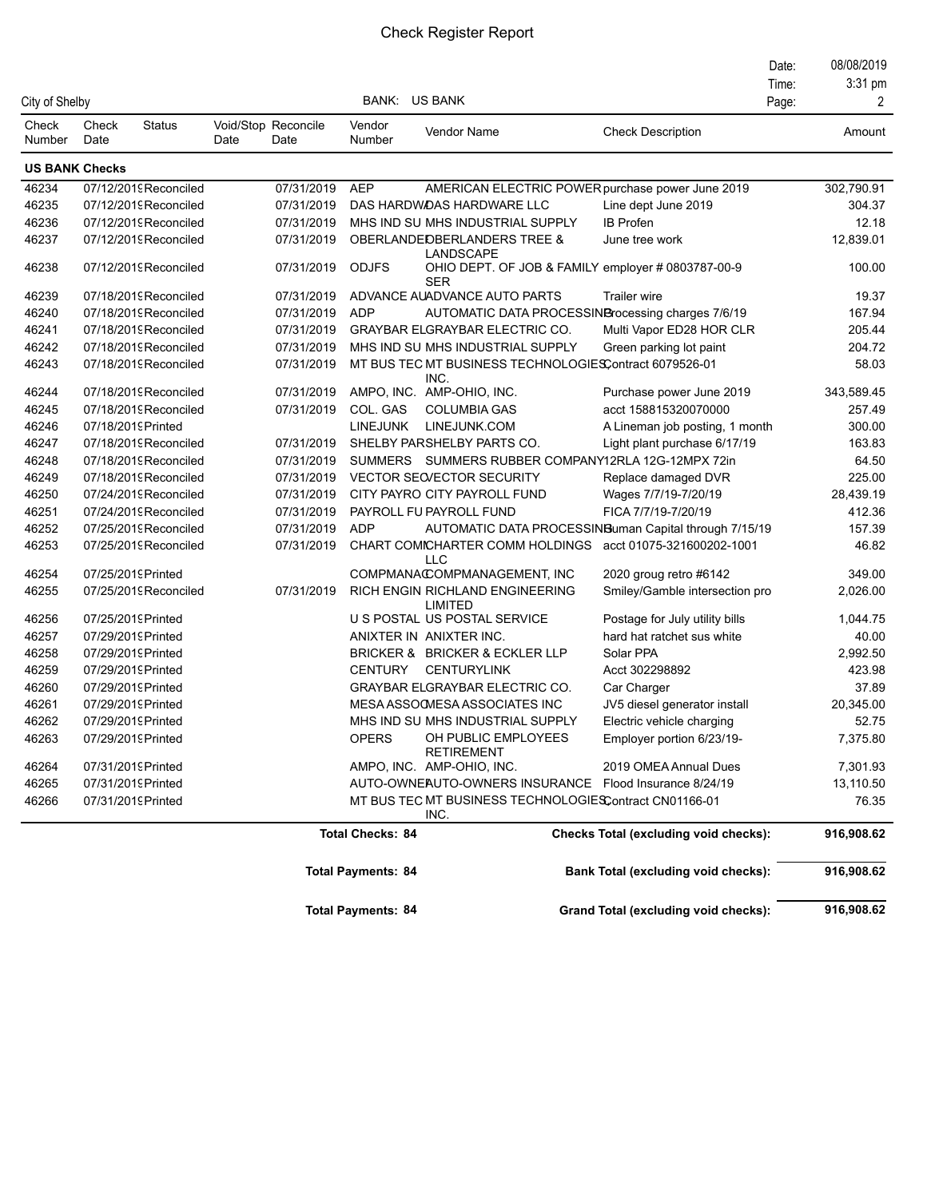# Check Register Report

City of Shelby

BANK: US BANK

Date: 08/08/2019
Time: 3:31 pm

| Check Number | Check Date | Status | Void/Stop Date | Reconcile Date | Vendor Number | Vendor Name | Check Description | Amount |
|---|---|---|---|---|---|---|---|---|
| **US BANK Checks** | | | | | | | | |
| 46234 | 07/12/2019 | Reconciled | | 07/31/2019 | AEP | AMERICAN ELECTRIC POWER | purchase power June 2019 | 302,790.91 |
| 46235 | 07/12/2019 | Reconciled | | 07/31/2019 | DAS HARDWA | DAS HARDWARE LLC | Line dept June 2019 | 304.37 |
| 46236 | 07/12/2019 | Reconciled | | 07/31/2019 | MHS IND SU | MHS INDUSTRIAL SUPPLY | IB Profen | 12.18 |
| 46237 | 07/12/2019 | Reconciled | | 07/31/2019 | OBERLANDE | OBERLANDERS TREE & LANDSCAPE | June tree work | 12,839.01 |
| 46238 | 07/12/2019 | Reconciled | | 07/31/2019 | ODJFS | OHIO DEPT. OF JOB & FAMILY SER | employer # 0803787-00-9 | 100.00 |
| 46239 | 07/18/2019 | Reconciled | | 07/31/2019 | ADVANCE AU | ADVANCE AUTO PARTS | Trailer wire | 19.37 |
| 46240 | 07/18/2019 | Reconciled | | 07/31/2019 | ADP | AUTOMATIC DATA PROCESSING | Processing charges 7/6/19 | 167.94 |
| 46241 | 07/18/2019 | Reconciled | | 07/31/2019 | GRAYBAR EL | GRAYBAR ELECTRIC CO. | Multi Vapor ED28 HOR CLR | 205.44 |
| 46242 | 07/18/2019 | Reconciled | | 07/31/2019 | MHS IND SU | MHS INDUSTRIAL SUPPLY | Green parking lot paint | 204.72 |
| 46243 | 07/18/2019 | Reconciled | | 07/31/2019 | MT BUS TEC | MT BUSINESS TECHNOLOGIES, INC. | Contract 6079526-01 | 58.03 |
| 46244 | 07/18/2019 | Reconciled | | 07/31/2019 | AMPO, INC. | AMP-OHIO, INC. | Purchase power June 2019 | 343,589.45 |
| 46245 | 07/18/2019 | Reconciled | | 07/31/2019 | COL. GAS | COLUMBIA GAS | acct 158815320070000 | 257.49 |
| 46246 | 07/18/2019 | Printed | | | LINEJUNK | LINEJUNK.COM | A Lineman job posting, 1 month | 300.00 |
| 46247 | 07/18/2019 | Reconciled | | 07/31/2019 | SHELBY PAR | SHELBY PARTS CO. | Light plant purchase 6/17/19 | 163.83 |
| 46248 | 07/18/2019 | Reconciled | | 07/31/2019 | SUMMERS | SUMMERS RUBBER COMPANY | 12RLA 12G-12MPX 72in | 64.50 |
| 46249 | 07/18/2019 | Reconciled | | 07/31/2019 | VECTOR SEC | VECTOR SECURITY | Replace damaged DVR | 225.00 |
| 46250 | 07/24/2019 | Reconciled | | 07/31/2019 | CITY PAYRO | CITY PAYROLL FUND | Wages 7/7/19-7/20/19 | 28,439.19 |
| 46251 | 07/24/2019 | Reconciled | | 07/31/2019 | PAYROLL FU | PAYROLL FUND | FICA 7/7/19-7/20/19 | 412.36 |
| 46252 | 07/25/2019 | Reconciled | | 07/31/2019 | ADP | AUTOMATIC DATA PROCESSING | Human Capital through 7/15/19 | 157.39 |
| 46253 | 07/25/2019 | Reconciled | | 07/31/2019 | CHART COM | CHARTER COMM HOLDINGS LLC | acct 01075-321600202-1001 | 46.82 |
| 46254 | 07/25/2019 | Printed | | | COMPMANAG | COMPMANAGEMENT, INC | 2020 groug retro #6142 | 349.00 |
| 46255 | 07/25/2019 | Reconciled | | 07/31/2019 | RICH ENGIN | RICHLAND ENGINEERING LIMITED | Smiley/Gamble intersection pro | 2,026.00 |
| 46256 | 07/25/2019 | Printed | | | U S POSTAL | US POSTAL SERVICE | Postage for July utility bills | 1,044.75 |
| 46257 | 07/29/2019 | Printed | | | ANIXTER IN | ANIXTER INC. | hard hat ratchet sus white | 40.00 |
| 46258 | 07/29/2019 | Printed | | | BRICKER & | BRICKER & ECKLER LLP | Solar PPA | 2,992.50 |
| 46259 | 07/29/2019 | Printed | | | CENTURY | CENTURYLINK | Acct 302298892 | 423.98 |
| 46260 | 07/29/2019 | Printed | | | GRAYBAR EL | GRAYBAR ELECTRIC CO. | Car Charger | 37.89 |
| 46261 | 07/29/2019 | Printed | | | MESA ASSOC | MESA ASSOCIATES INC | JV5 diesel generator install | 20,345.00 |
| 46262 | 07/29/2019 | Printed | | | MHS IND SU | MHS INDUSTRIAL SUPPLY | Electric vehicle charging | 52.75 |
| 46263 | 07/29/2019 | Printed | | | OPERS | OH PUBLIC EMPLOYEES RETIREMENT | Employer portion 6/23/19- | 7,375.80 |
| 46264 | 07/31/2019 | Printed | | | AMPO, INC. | AMP-OHIO, INC. | 2019 OMEA Annual Dues | 7,301.93 |
| 46265 | 07/31/2019 | Printed | | | AUTO-OWNE | AUTO-OWNERS INSURANCE | Flood Insurance 8/24/19 | 13,110.50 |
| 46266 | 07/31/2019 | Printed | | | MT BUS TEC | MT BUSINESS TECHNOLOGIES, INC. | Contract CN01166-01 | 76.35 |

**Total Checks: 84** — **Checks Total (excluding void checks): 916,908.62**

**Total Payments: 84** — **Bank Total (excluding void checks): 916,908.62**

**Total Payments: 84** — **Grand Total (excluding void checks): 916,908.62**